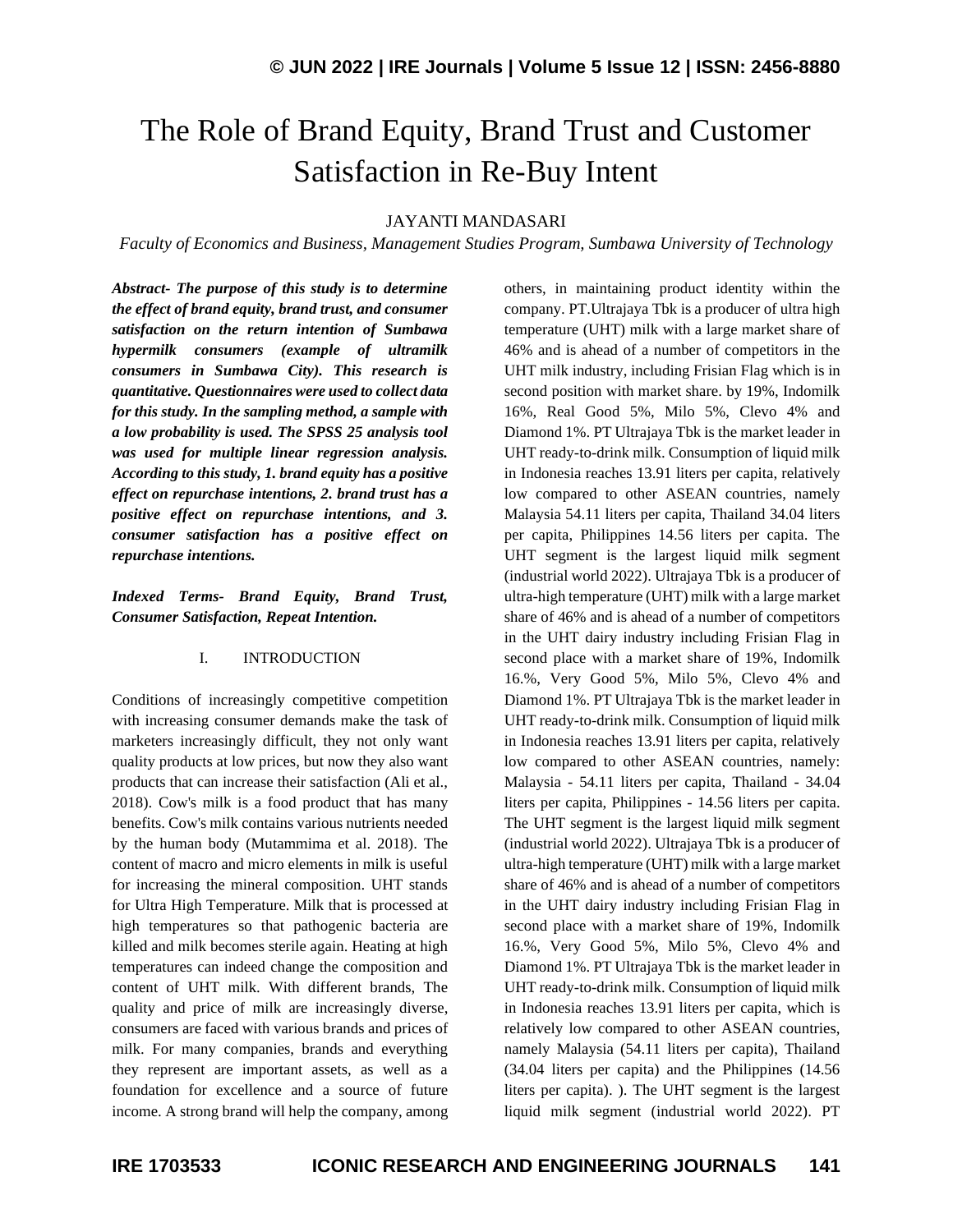# The Role of Brand Equity, Brand Trust and Customer Satisfaction in Re-Buy Intent

JAYANTI MANDASARI

*Faculty of Economics and Business, Management Studies Program, Sumbawa University of Technology*

***Abstract-** The purpose of this study is to determine the effect of brand equity, brand trust, and consumer satisfaction on the return intention of Sumbawa hypermilk consumers (example of ultramilk consumers in Sumbawa City). This research is quantitative. Questionnaires were used to collect data for this study. In the sampling method, a sample with a low probability is used. The SPSS 25 analysis tool was used for multiple linear regression analysis. According to this study, 1. brand equity has a positive effect on repurchase intentions, 2. brand trust has a positive effect on repurchase intentions, and 3. consumer satisfaction has a positive effect on repurchase intentions.*

***Indexed Terms-** Brand Equity, Brand Trust, Consumer Satisfaction, Repeat Intention.*

## I. INTRODUCTION

Conditions of increasingly competitive competition with increasing consumer demands make the task of marketers increasingly difficult, they not only want quality products at low prices, but now they also want products that can increase their satisfaction (Ali et al., 2018). Cow's milk is a food product that has many benefits. Cow's milk contains various nutrients needed by the human body (Mutammima et al. 2018). The content of macro and micro elements in milk is useful for increasing the mineral composition. UHT stands for Ultra High Temperature. Milk that is processed at high temperatures so that pathogenic bacteria are killed and milk becomes sterile again. Heating at high temperatures can indeed change the composition and content of UHT milk. With different brands, The quality and price of milk are increasingly diverse, consumers are faced with various brands and prices of milk. For many companies, brands and everything they represent are important assets, as well as a foundation for excellence and a source of future income. A strong brand will help the company, among others, in maintaining product identity within the company. PT.Ultrajaya Tbk is a producer of ultra high temperature (UHT) milk with a large market share of 46% and is ahead of a number of competitors in the UHT milk industry, including Frisian Flag which is in second position with market share. by 19%, Indomilk 16%, Real Good 5%, Milo 5%, Clevo 4% and Diamond 1%. PT Ultrajaya Tbk is the market leader in UHT ready-to-drink milk. Consumption of liquid milk in Indonesia reaches 13.91 liters per capita, relatively low compared to other ASEAN countries, namely Malaysia 54.11 liters per capita, Thailand 34.04 liters per capita, Philippines 14.56 liters per capita. The UHT segment is the largest liquid milk segment (industrial world 2022). Ultrajaya Tbk is a producer of ultra-high temperature (UHT) milk with a large market share of 46% and is ahead of a number of competitors in the UHT dairy industry including Frisian Flag in second place with a market share of 19%, Indomilk 16.%, Very Good 5%, Milo 5%, Clevo 4% and Diamond 1%. PT Ultrajaya Tbk is the market leader in UHT ready-to-drink milk. Consumption of liquid milk in Indonesia reaches 13.91 liters per capita, relatively low compared to other ASEAN countries, namely: Malaysia - 54.11 liters per capita, Thailand - 34.04 liters per capita, Philippines - 14.56 liters per capita. The UHT segment is the largest liquid milk segment (industrial world 2022). Ultrajaya Tbk is a producer of ultra-high temperature (UHT) milk with a large market share of 46% and is ahead of a number of competitors in the UHT dairy industry including Frisian Flag in second place with a market share of 19%, Indomilk 16.%, Very Good 5%, Milo 5%, Clevo 4% and Diamond 1%. PT Ultrajaya Tbk is the market leader in UHT ready-to-drink milk. Consumption of liquid milk in Indonesia reaches 13.91 liters per capita, which is relatively low compared to other ASEAN countries, namely Malaysia (54.11 liters per capita), Thailand (34.04 liters per capita) and the Philippines (14.56 liters per capita). ). The UHT segment is the largest liquid milk segment (industrial world 2022). PT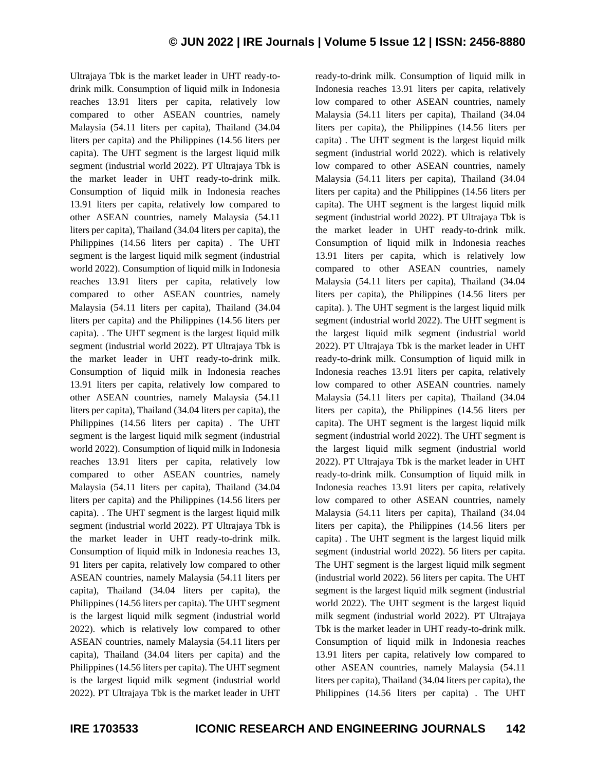Ultrajaya Tbk is the market leader in UHT ready-to-drink milk. Consumption of liquid milk in Indonesia reaches 13.91 liters per capita, relatively low compared to other ASEAN countries, namely Malaysia (54.11 liters per capita), Thailand (34.04 liters per capita) and the Philippines (14.56 liters per capita). The UHT segment is the largest liquid milk segment (industrial world 2022). PT Ultrajaya Tbk is the market leader in UHT ready-to-drink milk. Consumption of liquid milk in Indonesia reaches 13.91 liters per capita, relatively low compared to other ASEAN countries, namely Malaysia (54.11 liters per capita), Thailand (34.04 liters per capita), the Philippines (14.56 liters per capita) . The UHT segment is the largest liquid milk segment (industrial world 2022). Consumption of liquid milk in Indonesia reaches 13.91 liters per capita, relatively low compared to other ASEAN countries, namely Malaysia (54.11 liters per capita), Thailand (34.04 liters per capita) and the Philippines (14.56 liters per capita). . The UHT segment is the largest liquid milk segment (industrial world 2022). PT Ultrajaya Tbk is the market leader in UHT ready-to-drink milk. Consumption of liquid milk in Indonesia reaches 13.91 liters per capita, relatively low compared to other ASEAN countries, namely Malaysia (54.11 liters per capita), Thailand (34.04 liters per capita), the Philippines (14.56 liters per capita) . The UHT segment is the largest liquid milk segment (industrial world 2022). Consumption of liquid milk in Indonesia reaches 13.91 liters per capita, relatively low compared to other ASEAN countries, namely Malaysia (54.11 liters per capita), Thailand (34.04 liters per capita) and the Philippines (14.56 liters per capita). . The UHT segment is the largest liquid milk segment (industrial world 2022). PT Ultrajaya Tbk is the market leader in UHT ready-to-drink milk. Consumption of liquid milk in Indonesia reaches 13, 91 liters per capita, relatively low compared to other ASEAN countries, namely Malaysia (54.11 liters per capita), Thailand (34.04 liters per capita), the Philippines (14.56 liters per capita). The UHT segment is the largest liquid milk segment (industrial world 2022). which is relatively low compared to other ASEAN countries, namely Malaysia (54.11 liters per capita), Thailand (34.04 liters per capita) and the Philippines (14.56 liters per capita). The UHT segment is the largest liquid milk segment (industrial world 2022). PT Ultrajaya Tbk is the market leader in UHT ready-to-drink milk. Consumption of liquid milk in Indonesia reaches 13.91 liters per capita, relatively low compared to other ASEAN countries, namely Malaysia (54.11 liters per capita), Thailand (34.04 liters per capita), the Philippines (14.56 liters per capita) . The UHT segment is the largest liquid milk segment (industrial world 2022). which is relatively low compared to other ASEAN countries, namely Malaysia (54.11 liters per capita), Thailand (34.04 liters per capita) and the Philippines (14.56 liters per capita). The UHT segment is the largest liquid milk segment (industrial world 2022). PT Ultrajaya Tbk is the market leader in UHT ready-to-drink milk. Consumption of liquid milk in Indonesia reaches 13.91 liters per capita, which is relatively low compared to other ASEAN countries, namely Malaysia (54.11 liters per capita), Thailand (34.04 liters per capita), the Philippines (14.56 liters per capita). ). The UHT segment is the largest liquid milk segment (industrial world 2022). The UHT segment is the largest liquid milk segment (industrial world 2022). PT Ultrajaya Tbk is the market leader in UHT ready-to-drink milk. Consumption of liquid milk in Indonesia reaches 13.91 liters per capita, relatively low compared to other ASEAN countries. namely Malaysia (54.11 liters per capita), Thailand (34.04 liters per capita), the Philippines (14.56 liters per capita). The UHT segment is the largest liquid milk segment (industrial world 2022). The UHT segment is the largest liquid milk segment (industrial world 2022). PT Ultrajaya Tbk is the market leader in UHT ready-to-drink milk. Consumption of liquid milk in Indonesia reaches 13.91 liters per capita, relatively low compared to other ASEAN countries, namely Malaysia (54.11 liters per capita), Thailand (34.04 liters per capita), the Philippines (14.56 liters per capita) . The UHT segment is the largest liquid milk segment (industrial world 2022). 56 liters per capita. The UHT segment is the largest liquid milk segment (industrial world 2022). 56 liters per capita. The UHT segment is the largest liquid milk segment (industrial world 2022). The UHT segment is the largest liquid milk segment (industrial world 2022). PT Ultrajaya Tbk is the market leader in UHT ready-to-drink milk. Consumption of liquid milk in Indonesia reaches 13.91 liters per capita, relatively low compared to other ASEAN countries, namely Malaysia (54.11 liters per capita), Thailand (34.04 liters per capita), the Philippines (14.56 liters per capita) . The UHT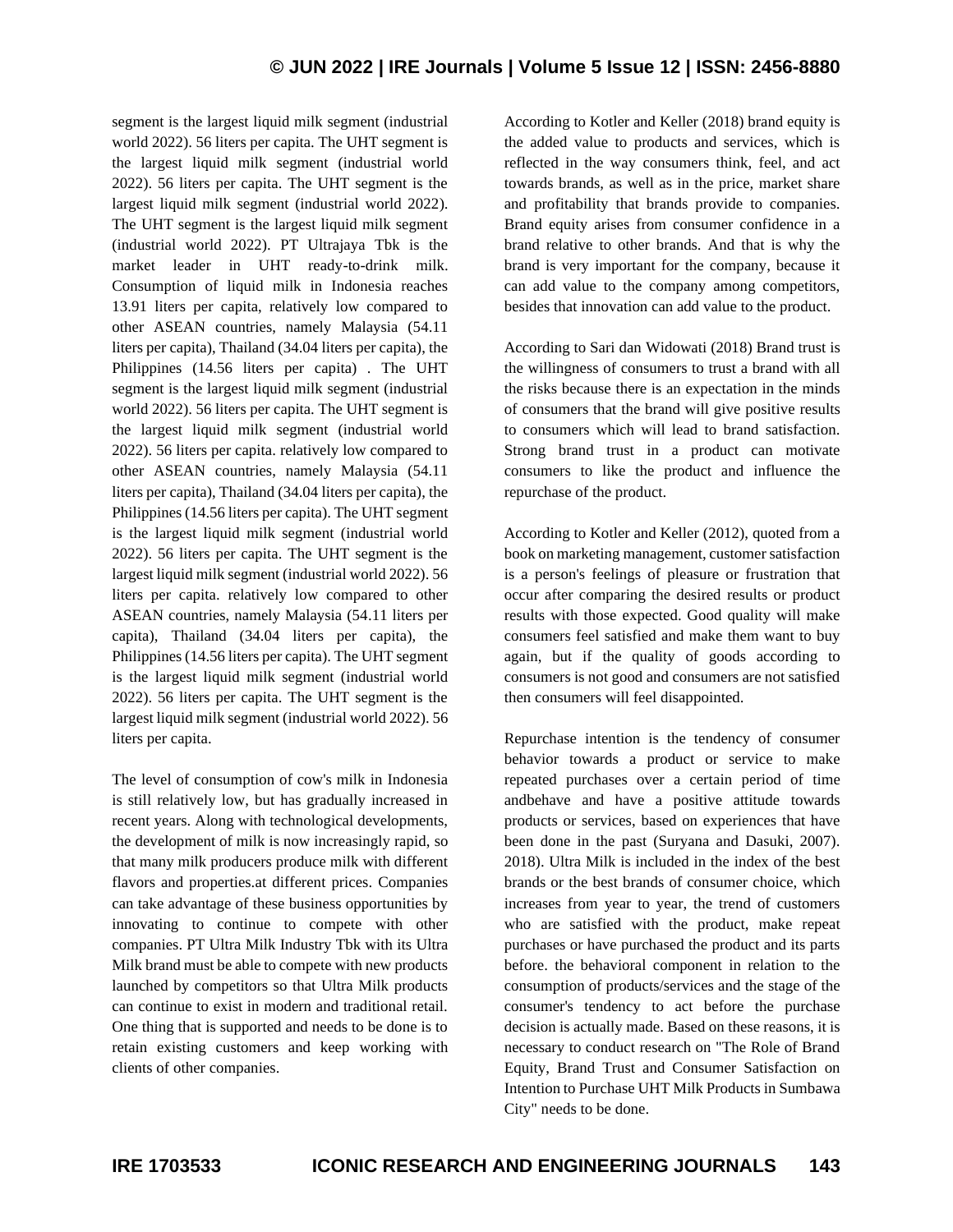segment is the largest liquid milk segment (industrial world 2022). 56 liters per capita. The UHT segment is the largest liquid milk segment (industrial world 2022). 56 liters per capita. The UHT segment is the largest liquid milk segment (industrial world 2022). The UHT segment is the largest liquid milk segment (industrial world 2022). PT Ultrajaya Tbk is the market leader in UHT ready-to-drink milk. Consumption of liquid milk in Indonesia reaches 13.91 liters per capita, relatively low compared to other ASEAN countries, namely Malaysia (54.11 liters per capita), Thailand (34.04 liters per capita), the Philippines (14.56 liters per capita) . The UHT segment is the largest liquid milk segment (industrial world 2022). 56 liters per capita. The UHT segment is the largest liquid milk segment (industrial world 2022). 56 liters per capita. relatively low compared to other ASEAN countries, namely Malaysia (54.11 liters per capita), Thailand (34.04 liters per capita), the Philippines (14.56 liters per capita). The UHT segment is the largest liquid milk segment (industrial world 2022). 56 liters per capita. The UHT segment is the largest liquid milk segment (industrial world 2022). 56 liters per capita. relatively low compared to other ASEAN countries, namely Malaysia (54.11 liters per capita), Thailand (34.04 liters per capita), the Philippines (14.56 liters per capita). The UHT segment is the largest liquid milk segment (industrial world 2022). 56 liters per capita. The UHT segment is the largest liquid milk segment (industrial world 2022). 56 liters per capita.

The level of consumption of cow's milk in Indonesia is still relatively low, but has gradually increased in recent years. Along with technological developments, the development of milk is now increasingly rapid, so that many milk producers produce milk with different flavors and properties.at different prices. Companies can take advantage of these business opportunities by innovating to continue to compete with other companies. PT Ultra Milk Industry Tbk with its Ultra Milk brand must be able to compete with new products launched by competitors so that Ultra Milk products can continue to exist in modern and traditional retail. One thing that is supported and needs to be done is to retain existing customers and keep working with clients of other companies.

According to Kotler and Keller (2018) brand equity is the added value to products and services, which is reflected in the way consumers think, feel, and act towards brands, as well as in the price, market share and profitability that brands provide to companies. Brand equity arises from consumer confidence in a brand relative to other brands. And that is why the brand is very important for the company, because it can add value to the company among competitors, besides that innovation can add value to the product.

According to Sari dan Widowati (2018) Brand trust is the willingness of consumers to trust a brand with all the risks because there is an expectation in the minds of consumers that the brand will give positive results to consumers which will lead to brand satisfaction. Strong brand trust in a product can motivate consumers to like the product and influence the repurchase of the product.

According to Kotler and Keller (2012), quoted from a book on marketing management, customer satisfaction is a person's feelings of pleasure or frustration that occur after comparing the desired results or product results with those expected. Good quality will make consumers feel satisfied and make them want to buy again, but if the quality of goods according to consumers is not good and consumers are not satisfied then consumers will feel disappointed.

Repurchase intention is the tendency of consumer behavior towards a product or service to make repeated purchases over a certain period of time andbehave and have a positive attitude towards products or services, based on experiences that have been done in the past (Suryana and Dasuki, 2007). 2018). Ultra Milk is included in the index of the best brands or the best brands of consumer choice, which increases from year to year, the trend of customers who are satisfied with the product, make repeat purchases or have purchased the product and its parts before. the behavioral component in relation to the consumption of products/services and the stage of the consumer's tendency to act before the purchase decision is actually made. Based on these reasons, it is necessary to conduct research on "The Role of Brand Equity, Brand Trust and Consumer Satisfaction on Intention to Purchase UHT Milk Products in Sumbawa City" needs to be done.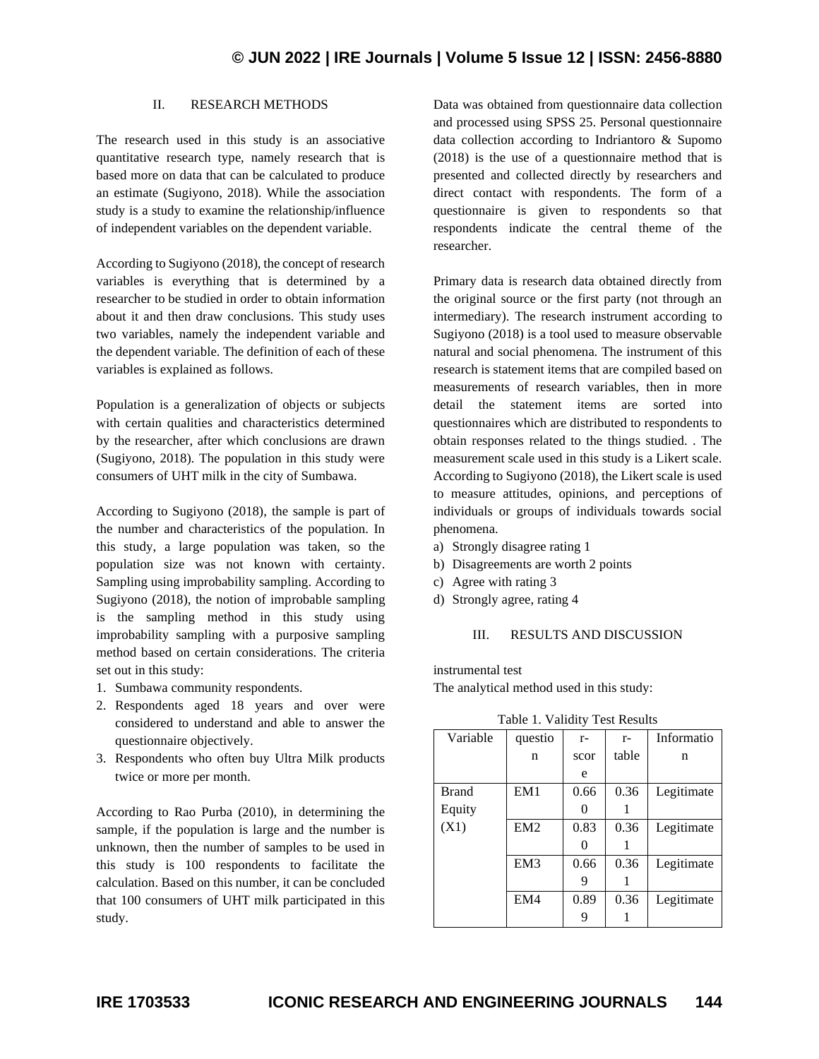## II. RESEARCH METHODS

The research used in this study is an associative quantitative research type, namely research that is based more on data that can be calculated to produce an estimate (Sugiyono, 2018). While the association study is a study to examine the relationship/influence of independent variables on the dependent variable.

According to Sugiyono (2018), the concept of research variables is everything that is determined by a researcher to be studied in order to obtain information about it and then draw conclusions. This study uses two variables, namely the independent variable and the dependent variable. The definition of each of these variables is explained as follows.

Population is a generalization of objects or subjects with certain qualities and characteristics determined by the researcher, after which conclusions are drawn (Sugiyono, 2018). The population in this study were consumers of UHT milk in the city of Sumbawa.

According to Sugiyono (2018), the sample is part of the number and characteristics of the population. In this study, a large population was taken, so the population size was not known with certainty. Sampling using improbability sampling. According to Sugiyono (2018), the notion of improbable sampling is the sampling method in this study using improbability sampling with a purposive sampling method based on certain considerations. The criteria set out in this study:

1. Sumbawa community respondents.
2. Respondents aged 18 years and over were considered to understand and able to answer the questionnaire objectively.
3. Respondents who often buy Ultra Milk products twice or more per month.

According to Rao Purba (2010), in determining the sample, if the population is large and the number is unknown, then the number of samples to be used in this study is 100 respondents to facilitate the calculation. Based on this number, it can be concluded that 100 consumers of UHT milk participated in this study.

Data was obtained from questionnaire data collection and processed using SPSS 25. Personal questionnaire data collection according to Indriantoro & Supomo (2018) is the use of a questionnaire method that is presented and collected directly by researchers and direct contact with respondents. The form of a questionnaire is given to respondents so that respondents indicate the central theme of the researcher.

Primary data is research data obtained directly from the original source or the first party (not through an intermediary). The research instrument according to Sugiyono (2018) is a tool used to measure observable natural and social phenomena. The instrument of this research is statement items that are compiled based on measurements of research variables, then in more detail the statement items are sorted into questionnaires which are distributed to respondents to obtain responses related to the things studied. . The measurement scale used in this study is a Likert scale. According to Sugiyono (2018), the Likert scale is used to measure attitudes, opinions, and perceptions of individuals or groups of individuals towards social phenomena.

a) Strongly disagree rating 1
b) Disagreements are worth 2 points
c) Agree with rating 3
d) Strongly agree, rating 4

## III. RESULTS AND DISCUSSION

instrumental test

The analytical method used in this study:

Table 1. Validity Test Results

| Variable | question | r-score | r-table | Information |
|---|---|---|---|---|
| Brand Equity (X1) | EM1 | 0.660 | 0.361 | Legitimate |
| | EM2 | 0.830 | 0.361 | Legitimate |
| | EM3 | 0.669 | 0.361 | Legitimate |
| | EM4 | 0.899 | 0.361 | Legitimate |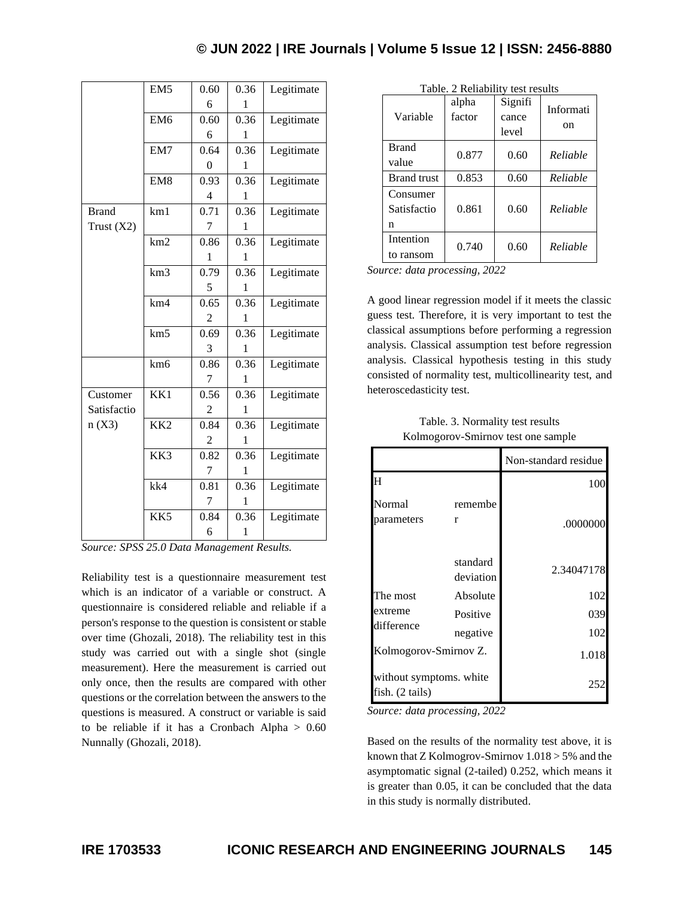|  | EM5 | 0.606 | 0.361 | Legitimate |
|---|---|---|---|---|
|  | EM6 | 0.606 | 0.361 | Legitimate |
|  | EM7 | 0.640 | 0.361 | Legitimate |
|  | EM8 | 0.934 | 0.361 | Legitimate |
| Brand Trust (X2) | km1 | 0.717 | 0.361 | Legitimate |
|  | km2 | 0.861 | 0.361 | Legitimate |
|  | km3 | 0.795 | 0.361 | Legitimate |
|  | km4 | 0.652 | 0.361 | Legitimate |
|  | km5 | 0.693 | 0.361 | Legitimate |
|  | km6 | 0.867 | 0.361 | Legitimate |
| Customer Satisfaction (X3) | KK1 | 0.562 | 0.361 | Legitimate |
|  | KK2 | 0.842 | 0.361 | Legitimate |
|  | KK3 | 0.827 | 0.361 | Legitimate |
|  | kk4 | 0.817 | 0.361 | Legitimate |
|  | KK5 | 0.846 | 0.361 | Legitimate |

*Source: SPSS 25.0 Data Management Results.*

Reliability test is a questionnaire measurement test which is an indicator of a variable or construct. A questionnaire is considered reliable and reliable if a person's response to the question is consistent or stable over time (Ghozali, 2018). The reliability test in this study was carried out with a single shot (single measurement). Here the measurement is carried out only once, then the results are compared with other questions or the correlation between the answers to the questions is measured. A construct or variable is said to be reliable if it has a Cronbach Alpha > 0.60 Nunnally (Ghozali, 2018).

Table. 2 Reliability test results

| Variable | alpha factor | Significance level | Information |
|---|---|---|---|
| Brand value | 0.877 | 0.60 | *Reliable* |
| Brand trust | 0.853 | 0.60 | *Reliable* |
| Consumer Satisfaction | 0.861 | 0.60 | *Reliable* |
| Intention to ransom | 0.740 | 0.60 | *Reliable* |

*Source: data processing, 2022*

A good linear regression model if it meets the classic guess test. Therefore, it is very important to test the classical assumptions before performing a regression analysis. Classical assumption test before regression analysis. Classical hypothesis testing in this study consisted of normality test, multicollinearity test, and heteroscedasticity test.

Table. 3. Normality test results
Kolmogorov-Smirnov test one sample

|  |  | Non-standard residue |
|---|---|---|
| H |  | 100 |
| Normal parameters | remember | .0000000 |
|  | standard deviation | 2.34047178 |
| The most extreme difference | Absolute | 102 |
|  | Positive | 039 |
|  | negative | 102 |
| Kolmogorov-Smirnov Z. |  | 1.018 |
| without symptoms. white fish. (2 tails) |  | 252 |

*Source: data processing, 2022*

Based on the results of the normality test above, it is known that Z Kolmogrov-Smirnov 1.018 > 5% and the asymptomatic signal (2-tailed) 0.252, which means it is greater than 0.05, it can be concluded that the data in this study is normally distributed.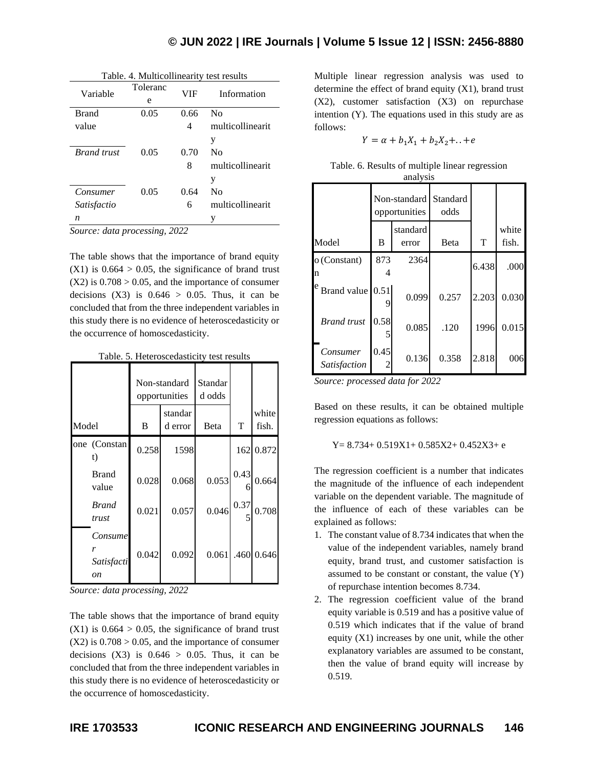Table. 4. Multicollinearity test results

| Variable | Tolerance | VIF | Information |
|---|---|---|---|
| Brand value | 0.05 | 0.664 | No multicollinearity |
| *Brand trust* | 0.05 | 0.708 | No multicollinearity |
| *Consumer Satisfaction* | 0.05 | 0.646 | No multicollinearity |

*Source: data processing, 2022*

The table shows that the importance of brand equity (X1) is 0.664 > 0.05, the significance of brand trust (X2) is 0.708 > 0.05, and the importance of consumer decisions (X3) is 0.646 > 0.05. Thus, it can be concluded that from the three independent variables in this study there is no evidence of heteroscedasticity or the occurrence of homoscedasticity.

Table. 5. Heteroscedasticity test results

| Model | | Non-standard opportunities | | Standard odds | | |
|---|---|---|---|---|---|---|
| | | B | standard error | Beta | T | white fish. |
| one | (Constant) | 0.258 | 1598 | | 162 | 0.872 |
| | Brand value | 0.028 | 0.068 | 0.053 | 0.436 | 0.664 |
| | *Brand trust* | 0.021 | 0.057 | 0.046 | 0.375 | 0.708 |
| | *Consumer Satisfaction* | 0.042 | 0.092 | 0.061 | .460 | 0.646 |

*Source: data processing, 2022*

The table shows that the importance of brand equity (X1) is 0.664 > 0.05, the significance of brand trust (X2) is 0.708 > 0.05, and the importance of consumer decisions (X3) is 0.646 > 0.05. Thus, it can be concluded that from the three independent variables in this study there is no evidence of heteroscedasticity or the occurrence of homoscedasticity.

Multiple linear regression analysis was used to determine the effect of brand equity (X1), brand trust (X2), customer satisfaction (X3) on repurchase intention (Y). The equations used in this study are as follows:

$$Y = \alpha + b_1X_1 + b_2X_2 +..+e$$

Table. 6. Results of multiple linear regression analysis

| Model | | Non-standard opportunities | | Standard odds | | |
|---|---|---|---|---|---|---|
| | | B | standard error | Beta | T | white fish. |
| one | (Constant) | 8734 | 2364 | | 6.438 | .000 |
| | Brand value | 0.519 | 0.099 | 0.257 | 2.203 | 0.030 |
| | *Brand trust* | 0.585 | 0.085 | .120 | 1996 | 0.015 |
| | *Consumer Satisfaction* | 0.452 | 0.136 | 0.358 | 2.818 | 006 |

*Source: processed data for 2022*

Based on these results, it can be obtained multiple regression equations as follows:

Y= 8.734+ 0.519X1+ 0.585X2+ 0.452X3+ e

The regression coefficient is a number that indicates the magnitude of the influence of each independent variable on the dependent variable. The magnitude of the influence of each of these variables can be explained as follows:

1. The constant value of 8.734 indicates that when the value of the independent variables, namely brand equity, brand trust, and customer satisfaction is assumed to be constant or constant, the value (Y) of repurchase intention becomes 8.734.
2. The regression coefficient value of the brand equity variable is 0.519 and has a positive value of 0.519 which indicates that if the value of brand equity (X1) increases by one unit, while the other explanatory variables are assumed to be constant, then the value of brand equity will increase by 0.519.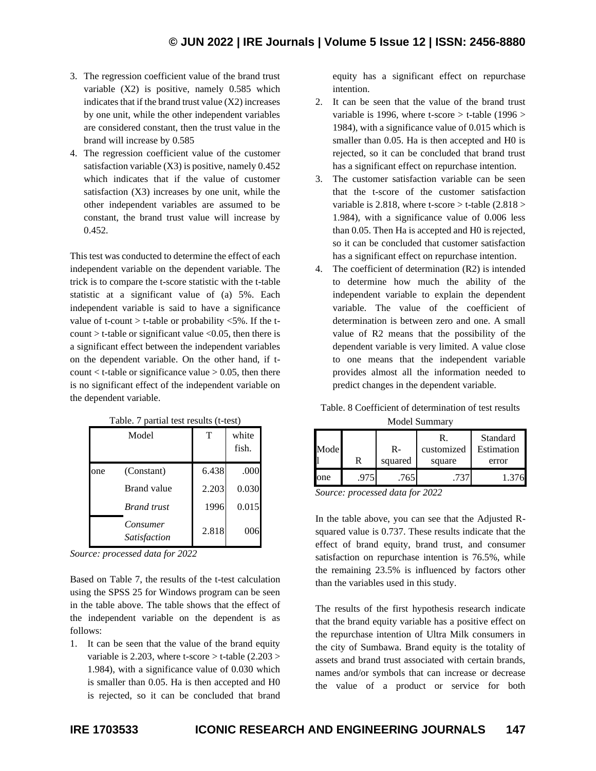3. The regression coefficient value of the brand trust variable (X2) is positive, namely 0.585 which indicates that if the brand trust value (X2) increases by one unit, while the other independent variables are considered constant, then the trust value in the brand will increase by 0.585
4. The regression coefficient value of the customer satisfaction variable (X3) is positive, namely 0.452 which indicates that if the value of customer satisfaction (X3) increases by one unit, while the other independent variables are assumed to be constant, the brand trust value will increase by 0.452.

This test was conducted to determine the effect of each independent variable on the dependent variable. The trick is to compare the t-score statistic with the t-table statistic at a significant value of (a) 5%. Each independent variable is said to have a significance value of t-count > t-table or probability <5%. If the t-count > t-table or significant value <0.05, then there is a significant effect between the independent variables on the dependent variable. On the other hand, if t-count < t-table or significance value > 0.05, then there is no significant effect of the independent variable on the dependent variable.

Table. 7 partial test results (t-test)

| Model | | T | white fish. |
|---|---|---|---|
| one | (Constant) | 6.438 | .000 |
| | Brand value | 2.203 | 0.030 |
| | *Brand trust* | 1996 | 0.015 |
| | *Consumer Satisfaction* | 2.818 | 006 |

*Source: processed data for 2022*

Based on Table 7, the results of the t-test calculation using the SPSS 25 for Windows program can be seen in the table above. The table shows that the effect of the independent variable on the dependent is as follows:

1. It can be seen that the value of the brand equity variable is 2.203, where t-score > t-table (2.203 > 1.984), with a significance value of 0.030 which is smaller than 0.05. Ha is then accepted and H0 is rejected, so it can be concluded that brand equity has a significant effect on repurchase intention.
2. It can be seen that the value of the brand trust variable is 1996, where t-score > t-table (1996 > 1984), with a significance value of 0.015 which is smaller than 0.05. Ha is then accepted and H0 is rejected, so it can be concluded that brand trust has a significant effect on repurchase intention.
3. The customer satisfaction variable can be seen that the t-score of the customer satisfaction variable is 2.818, where t-score > t-table (2.818 > 1.984), with a significance value of 0.006 less than 0.05. Then Ha is accepted and H0 is rejected, so it can be concluded that customer satisfaction has a significant effect on repurchase intention.
4. The coefficient of determination (R2) is intended to determine how much the ability of the independent variable to explain the dependent variable. The value of the coefficient of determination is between zero and one. A small value of R2 means that the possibility of the dependent variable is very limited. A value close to one means that the independent variable provides almost all the information needed to predict changes in the dependent variable.

Table. 8 Coefficient of determination of test results

Model Summary

| Model | R | R-squared | R. customized square | Standard Estimation error |
|---|---|---|---|---|
| one | .975 | .765 | .737 | 1.376 |

*Source: processed data for 2022*

In the table above, you can see that the Adjusted R-squared value is 0.737. These results indicate that the effect of brand equity, brand trust, and consumer satisfaction on repurchase intention is 76.5%, while the remaining 23.5% is influenced by factors other than the variables used in this study.

The results of the first hypothesis research indicate that the brand equity variable has a positive effect on the repurchase intention of Ultra Milk consumers in the city of Sumbawa. Brand equity is the totality of assets and brand trust associated with certain brands, names and/or symbols that can increase or decrease the value of a product or service for both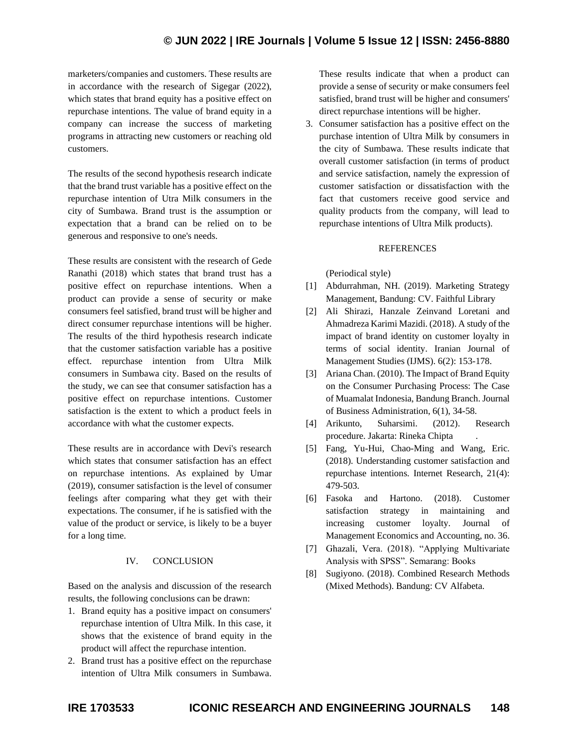marketers/companies and customers. These results are in accordance with the research of Sigegar (2022), which states that brand equity has a positive effect on repurchase intentions. The value of brand equity in a company can increase the success of marketing programs in attracting new customers or reaching old customers.

The results of the second hypothesis research indicate that the brand trust variable has a positive effect on the repurchase intention of Utra Milk consumers in the city of Sumbawa. Brand trust is the assumption or expectation that a brand can be relied on to be generous and responsive to one's needs.

These results are consistent with the research of Gede Ranathi (2018) which states that brand trust has a positive effect on repurchase intentions. When a product can provide a sense of security or make consumers feel satisfied, brand trust will be higher and direct consumer repurchase intentions will be higher. The results of the third hypothesis research indicate that the customer satisfaction variable has a positive effect. repurchase intention from Ultra Milk consumers in Sumbawa city. Based on the results of the study, we can see that consumer satisfaction has a positive effect on repurchase intentions. Customer satisfaction is the extent to which a product feels in accordance with what the customer expects.

These results are in accordance with Devi's research which states that consumer satisfaction has an effect on repurchase intentions. As explained by Umar (2019), consumer satisfaction is the level of consumer feelings after comparing what they get with their expectations. The consumer, if he is satisfied with the value of the product or service, is likely to be a buyer for a long time.

## IV. CONCLUSION

Based on the analysis and discussion of the research results, the following conclusions can be drawn:

1. Brand equity has a positive impact on consumers' repurchase intention of Ultra Milk. In this case, it shows that the existence of brand equity in the product will affect the repurchase intention.
2. Brand trust has a positive effect on the repurchase intention of Ultra Milk consumers in Sumbawa. These results indicate that when a product can provide a sense of security or make consumers feel satisfied, brand trust will be higher and consumers' direct repurchase intentions will be higher.
3. Consumer satisfaction has a positive effect on the purchase intention of Ultra Milk by consumers in the city of Sumbawa. These results indicate that overall customer satisfaction (in terms of product and service satisfaction, namely the expression of customer satisfaction or dissatisfaction with the fact that customers receive good service and quality products from the company, will lead to repurchase intentions of Ultra Milk products).

## REFERENCES

(Periodical style)

[1] Abdurrahman, NH. (2019). Marketing Strategy Management, Bandung: CV. Faithful Library

[2] Ali Shirazi, Hanzale Zeinvand Loretani and Ahmadreza Karimi Mazidi. (2018). A study of the impact of brand identity on customer loyalty in terms of social identity. Iranian Journal of Management Studies (IJMS). 6(2): 153-178.

[3] Ariana Chan. (2010). The Impact of Brand Equity on the Consumer Purchasing Process: The Case of Muamalat Indonesia, Bandung Branch. Journal of Business Administration, 6(1), 34-58.

[4] Arikunto, Suharsimi. (2012). Research procedure. Jakarta: Rineka Chipta .

[5] Fang, Yu-Hui, Chao-Ming and Wang, Eric. (2018). Understanding customer satisfaction and repurchase intentions. Internet Research, 21(4): 479-503.

[6] Fasoka and Hartono. (2018). Customer satisfaction strategy in maintaining and increasing customer loyalty. Journal of Management Economics and Accounting, no. 36.

[7] Ghazali, Vera. (2018). "Applying Multivariate Analysis with SPSS". Semarang: Books

[8] Sugiyono. (2018). Combined Research Methods (Mixed Methods). Bandung: CV Alfabeta.